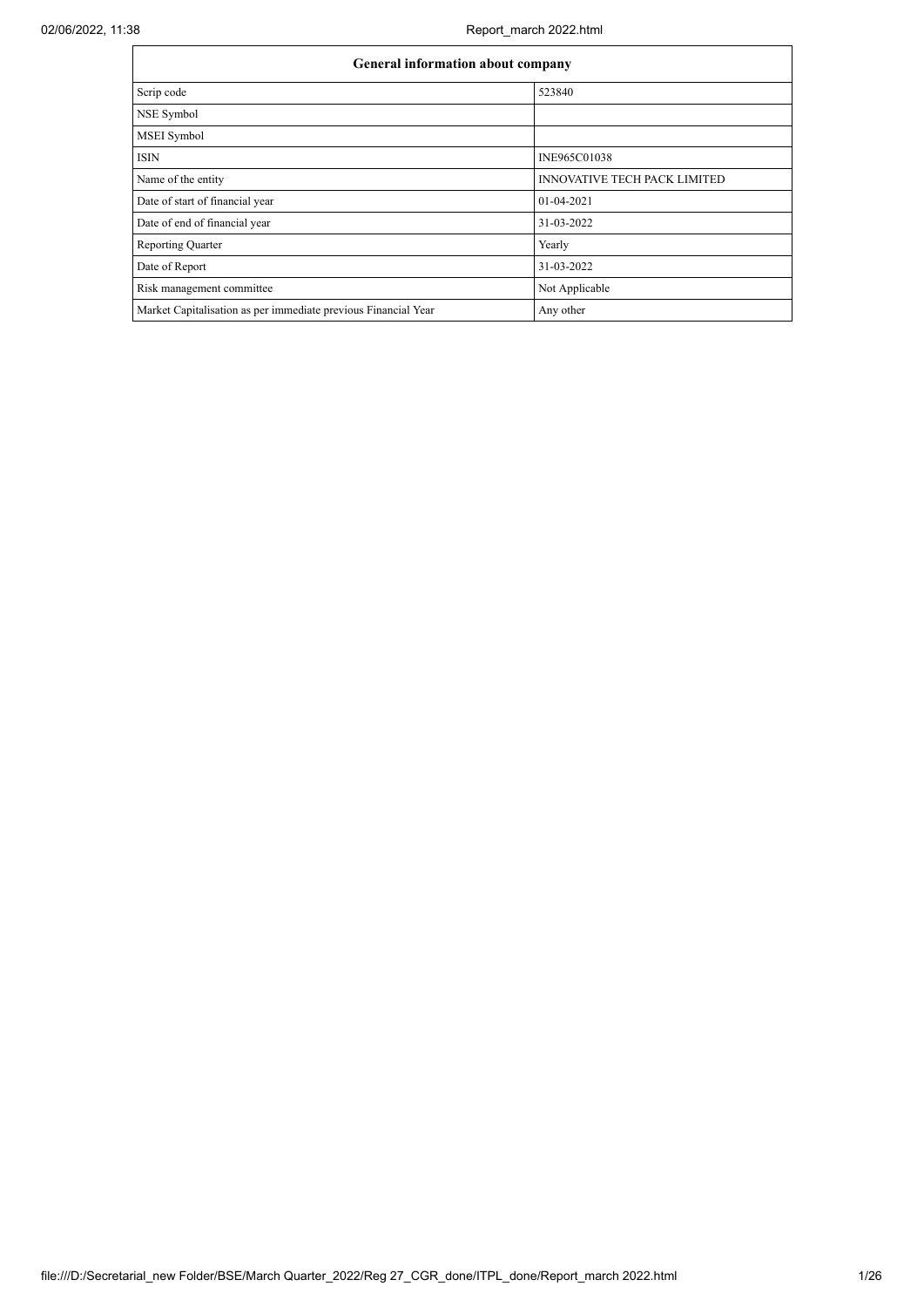| General information about company | |
|---|---|
| Scrip code | 523840 |
| NSE Symbol | |
| MSEI Symbol | |
| ISIN | INE965C01038 |
| Name of the entity | INNOVATIVE TECH PACK LIMITED |
| Date of start of financial year | 01-04-2021 |
| Date of end of financial year | 31-03-2022 |
| Reporting Quarter | Yearly |
| Date of Report | 31-03-2022 |
| Risk management committee | Not Applicable |
| Market Capitalisation as per immediate previous Financial Year | Any other |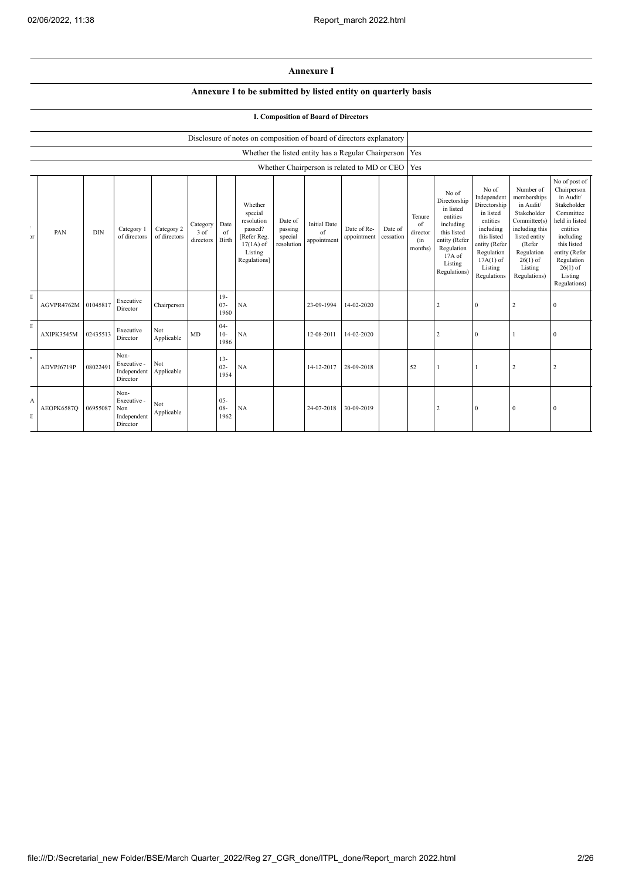# Annexure I

## Annexure I to be submitted by listed entity on quarterly basis

### I. Composition of Board of Directors

| Disclosure of notes on composition of board of directors explanatory | |
|---|---|
| Whether the listed entity has a Regular Chairperson | Yes |
| Whether Chairperson is related to MD or CEO | Yes |

| PAN | DIN | Category 1 of directors | Category 2 of directors | Category 3 of directors | Date of Birth | Whether special resolution passed? [Refer Reg. 17(1A) of Listing Regulations] | Date of passing special resolution | Initial Date of appointment | Date of Re-appointment | Date of cessation | Tenure of director (in months) | No of Directorship in listed entities including this listed entity (Refer Regulation 17A of Listing Regulations) | No of Independent Directorship in listed entities including this listed entity (Refer Regulation 17A(1) of Listing Regulations | Number of memberships in Audit/ Stakeholder Committee(s) including this listed entity (Refer Regulation 26(1) of Listing Regulations) | No of post of Chairperson in Audit/ Stakeholder Committee held in listed entities including this listed entity (Refer Regulation 26(1) of Listing Regulations) |
|---|---|---|---|---|---|---|---|---|---|---|---|---|---|---|---|
| AGVPR4762M | 01045817 | Executive Director | Chairperson | | 19-07-1960 | NA | | 23-09-1994 | 14-02-2020 | | | 2 | 0 | 2 | 0 |
| AXIPK3545M | 02435513 | Executive Director | Not Applicable | MD | 04-10-1986 | NA | | 12-08-2011 | 14-02-2020 | | | 2 | 0 | 1 | 0 |
| ADVPJ6719P | 08022491 | Non-Executive - Independent Director | Not Applicable | | 13-02-1954 | NA | | 14-12-2017 | 28-09-2018 | | 52 | 1 | 1 | 2 | 2 |
| AEOPK6587Q | 06955087 | Non-Executive - Non Independent Director | Not Applicable | | 05-08-1962 | NA | | 24-07-2018 | 30-09-2019 | | | 2 | 0 | 0 | 0 |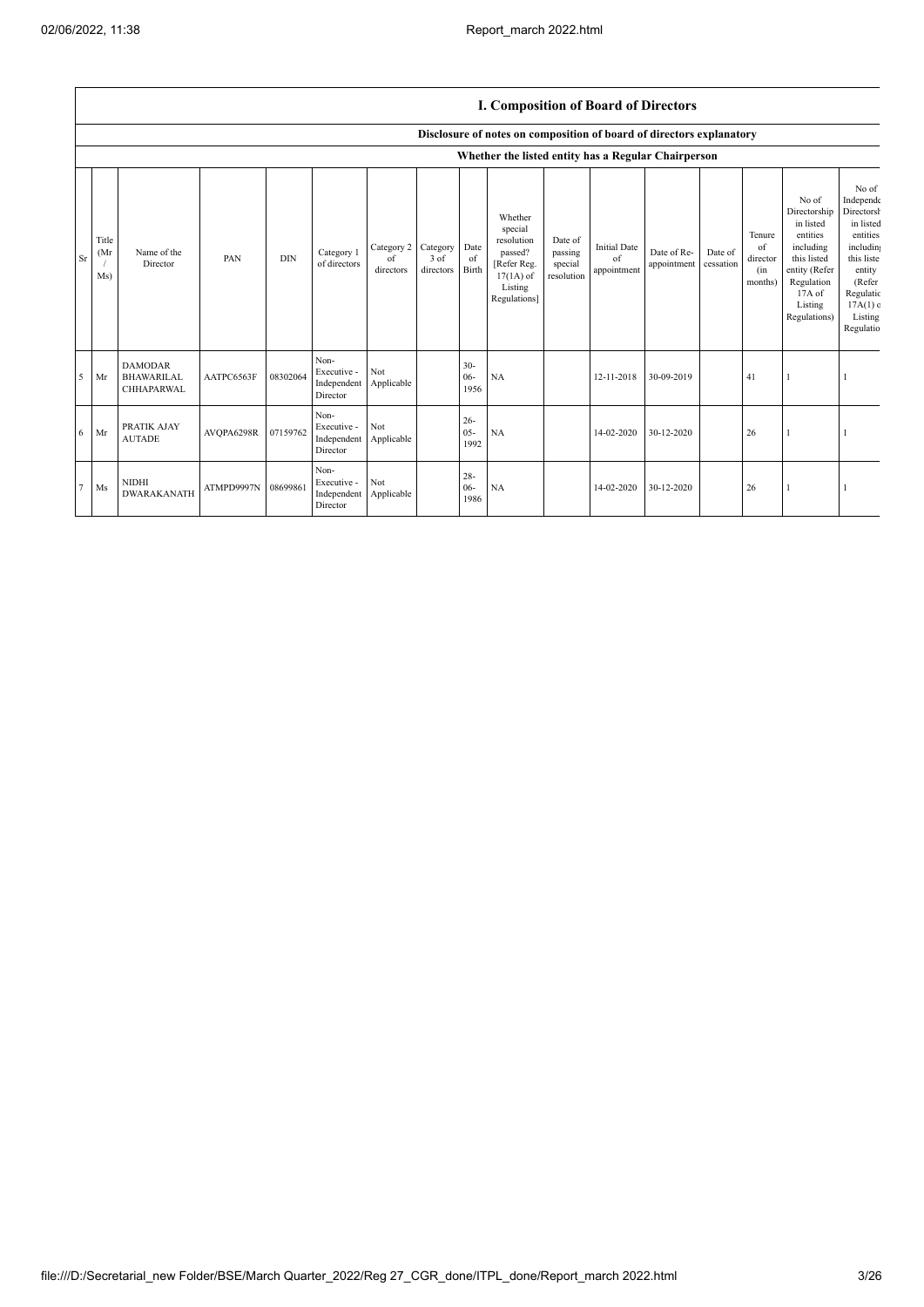## I. Composition of Board of Directors

### Disclosure of notes on composition of board of directors explanatory

### Whether the listed entity has a Regular Chairperson

| Sr | Title (Mr / Ms) | Name of the Director | PAN | DIN | Category 1 of directors | Category 2 of directors | Category 3 of directors | Date of Birth | Whether special resolution passed? [Refer Reg. 17(1A) of Listing Regulations] | Date of passing special resolution | Initial Date of appointment | Date of Re-appointment | Date of cessation | Tenure of director (in months) | No of Directorship in listed entities including this listed entity (Refer Regulation 17A of Listing Regulations) | No of Independent Directorship in listed entities including this listed entity (Refer Regulation 17A(1) of Listing Regulations) |
|---|---|---|---|---|---|---|---|---|---|---|---|---|---|---|---|---|
| 5 | Mr | DAMODAR BHAWARILAL CHHAPARWAL | AATPC6563F | 08302064 | Non-Executive - Independent Director | Not Applicable | | 30-06-1956 | NA | | 12-11-2018 | 30-09-2019 | | 41 | 1 | 1 |
| 6 | Mr | PRATIK AJAY AUTADE | AVQPA6298R | 07159762 | Non-Executive - Independent Director | Not Applicable | | 26-05-1992 | NA | | 14-02-2020 | 30-12-2020 | | 26 | 1 | 1 |
| 7 | Ms | NIDHI DWARAKANATH | ATMPD9997N | 08699861 | Non-Executive - Independent Director | Not Applicable | | 28-06-1986 | NA | | 14-02-2020 | 30-12-2020 | | 26 | 1 | 1 |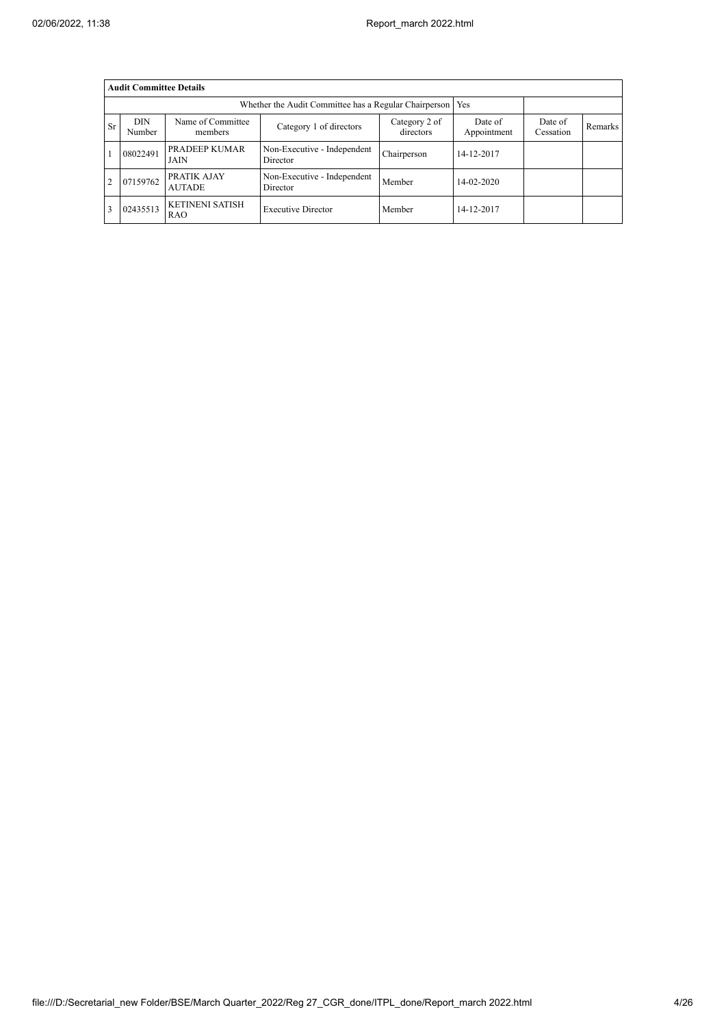| Audit Committee Details | | | | | | | |
|---|---|---|---|---|---|---|---|
| Whether the Audit Committee has a Regular Chairperson | | | | | Yes | | |
| Sr | DIN Number | Name of Committee members | Category 1 of directors | Category 2 of directors | Date of Appointment | Date of Cessation | Remarks |
| 1 | 08022491 | PRADEEP KUMAR JAIN | Non-Executive - Independent Director | Chairperson | 14-12-2017 | | |
| 2 | 07159762 | PRATIK AJAY AUTADE | Non-Executive - Independent Director | Member | 14-02-2020 | | |
| 3 | 02435513 | KETINENI SATISH RAO | Executive Director | Member | 14-12-2017 | | |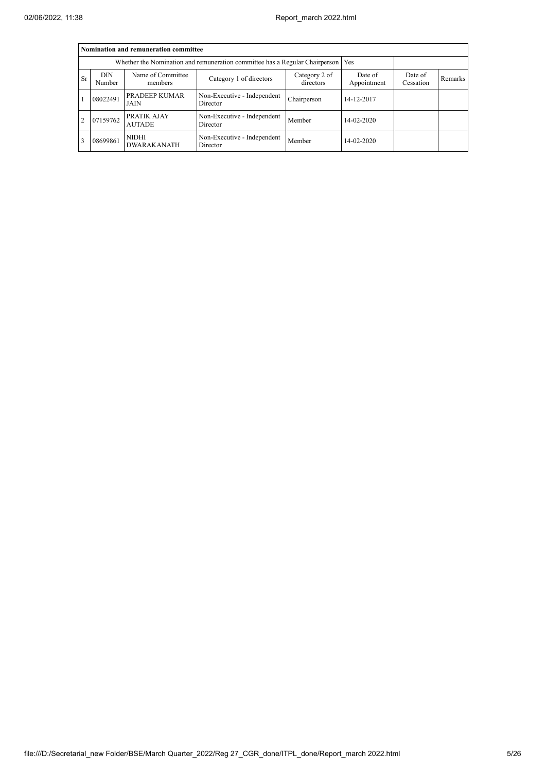| Nomination and remuneration committee | | | | | | | |
|---|---|---|---|---|---|---|---|
| Whether the Nomination and remuneration committee has a Regular Chairperson | | | | | Yes | | |
| Sr | DIN Number | Name of Committee members | Category 1 of directors | Category 2 of directors | Date of Appointment | Date of Cessation | Remarks |
| 1 | 08022491 | PRADEEP KUMAR JAIN | Non-Executive - Independent Director | Chairperson | 14-12-2017 | | |
| 2 | 07159762 | PRATIK AJAY AUTADE | Non-Executive - Independent Director | Member | 14-02-2020 | | |
| 3 | 08699861 | NIDHI DWARAKANATH | Non-Executive - Independent Director | Member | 14-02-2020 | | |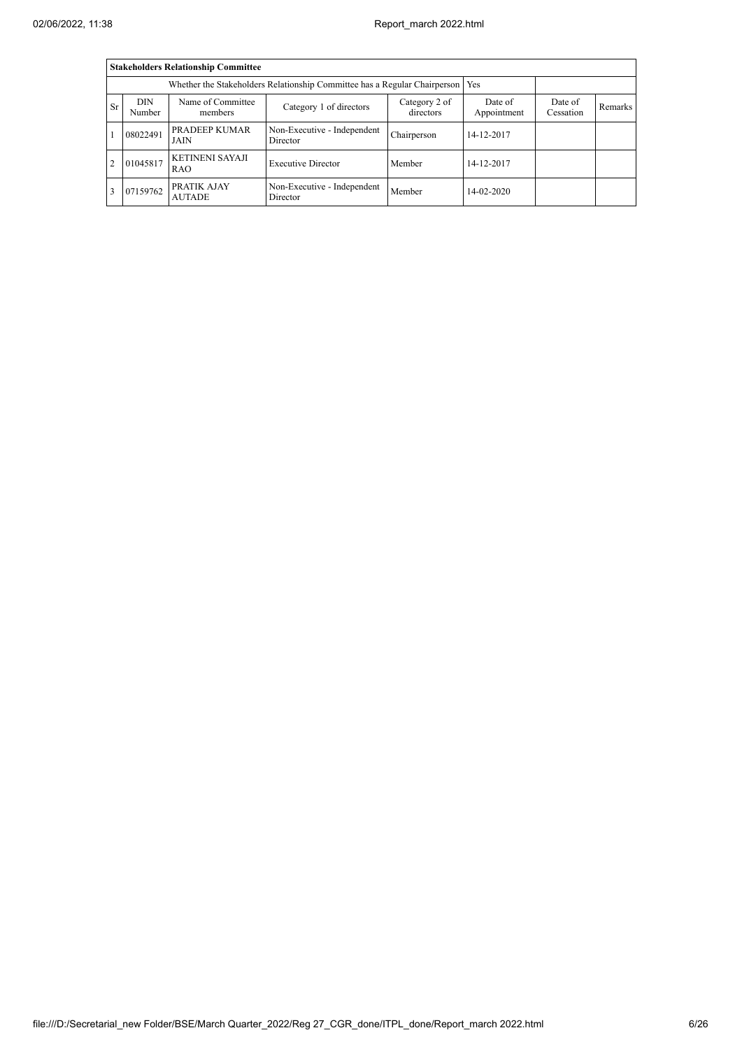| Stakeholders Relationship Committee | | | | | | | |
|---|---|---|---|---|---|---|---|
| Whether the Stakeholders Relationship Committee has a Regular Chairperson | | | | | Yes | | |
| Sr | DIN Number | Name of Committee members | Category 1 of directors | Category 2 of directors | Date of Appointment | Date of Cessation | Remarks |
| 1 | 08022491 | PRADEEP KUMAR JAIN | Non-Executive - Independent Director | Chairperson | 14-12-2017 | | |
| 2 | 01045817 | KETINENI SAYAJI RAO | Executive Director | Member | 14-12-2017 | | |
| 3 | 07159762 | PRATIK AJAY AUTADE | Non-Executive - Independent Director | Member | 14-02-2020 | | |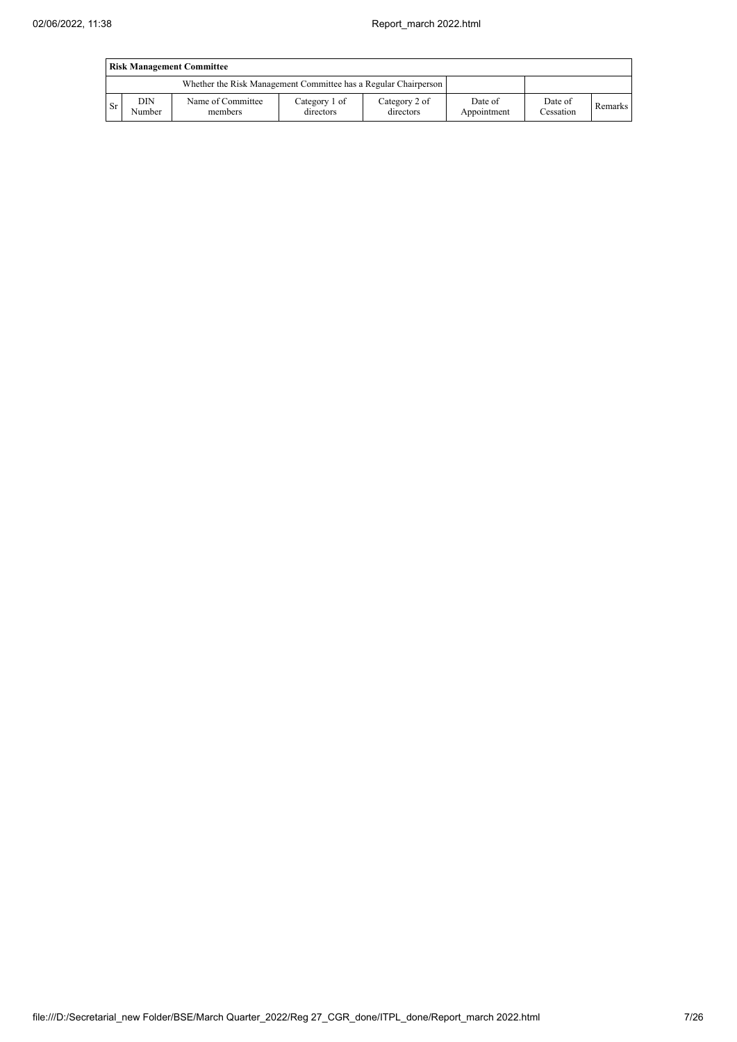| Risk Management Committee | | | | | | | |
|---|---|---|---|---|---|---|---|
| Whether the Risk Management Committee has a Regular Chairperson | | | | | | | |
| Sr | DIN Number | Name of Committee members | Category 1 of directors | Category 2 of directors | Date of Appointment | Date of Cessation | Remarks |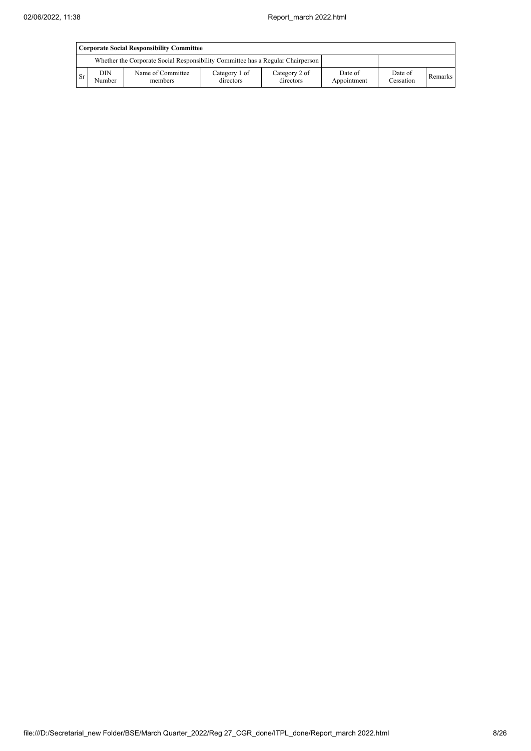| Corporate Social Responsibility Committee | | | | | | | |
|---|---|---|---|---|---|---|---|
| Whether the Corporate Social Responsibility Committee has a Regular Chairperson | | | | | | | |
| Sr | DIN Number | Name of Committee members | Category 1 of directors | Category 2 of directors | Date of Appointment | Date of Cessation | Remarks |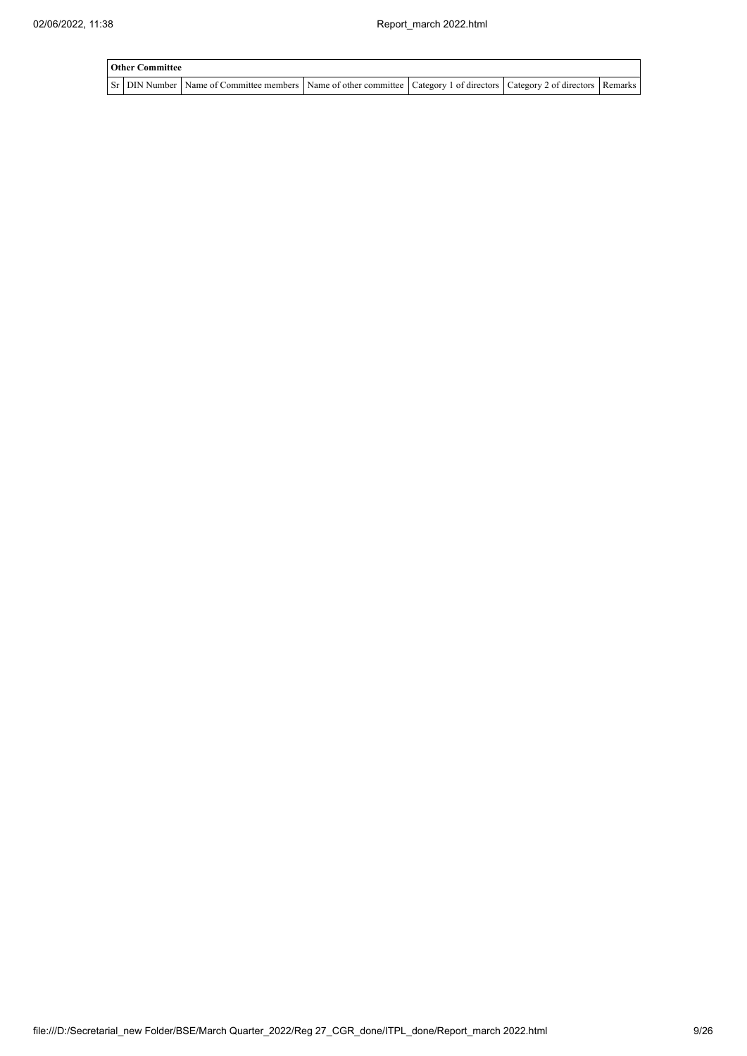| Other Committee | | | | | | |
|---|---|---|---|---|---|---|
| Sr | DIN Number | Name of Committee members | Name of other committee | Category 1 of directors | Category 2 of directors | Remarks |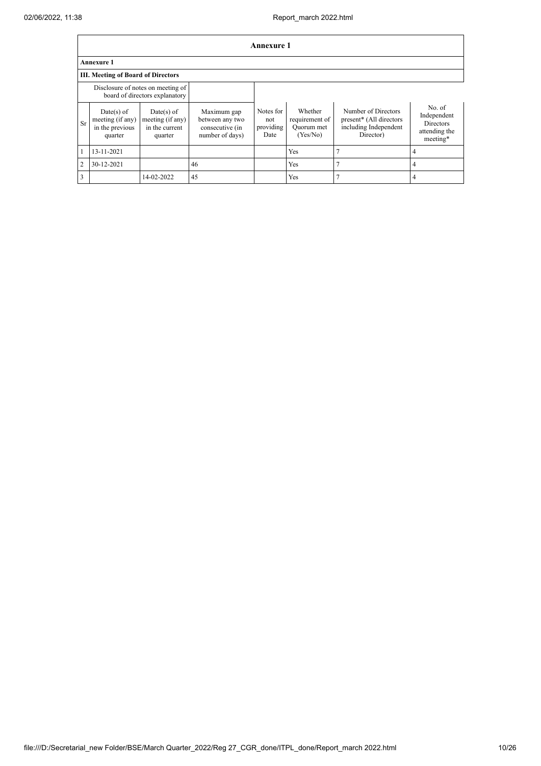## Annexure 1

**Annexure 1**

**III. Meeting of Board of Directors**

| Disclosure of notes on meeting of board of directors explanatory | | | | | | | |
|---|---|---|---|---|---|---|---|
| Sr | Date(s) of meeting (if any) in the previous quarter | Date(s) of meeting (if any) in the current quarter | Maximum gap between any two consecutive (in number of days) | Notes for not providing Date | Whether requirement of Quorum met (Yes/No) | Number of Directors present* (All directors including Independent Director) | No. of Independent Directors attending the meeting* |
| 1 | 13-11-2021 | | | | Yes | 7 | 4 |
| 2 | 30-12-2021 | | 46 | | Yes | 7 | 4 |
| 3 | | 14-02-2022 | 45 | | Yes | 7 | 4 |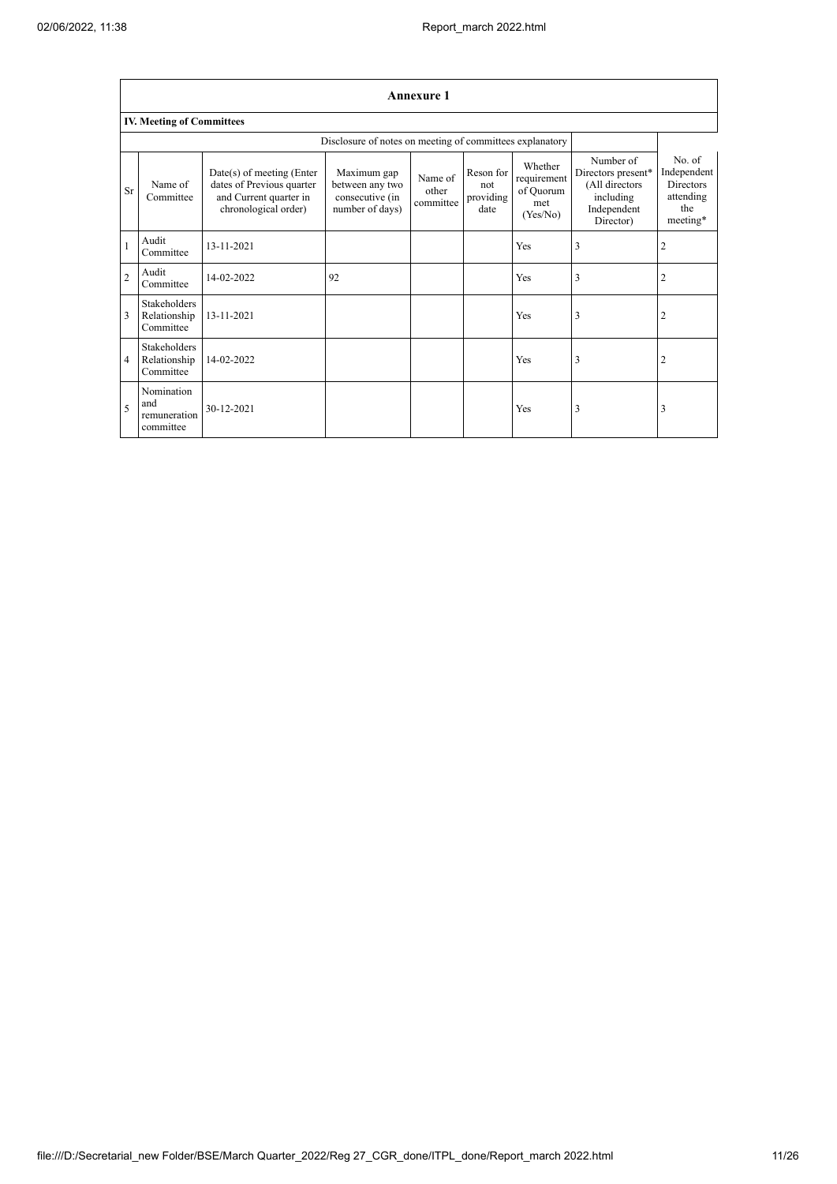## Annexure 1

### IV. Meeting of Committees

| | | Disclosure of notes on meeting of committees explanatory | | | | | | | |
|---|---|---|---|---|---|---|---|---|---|
| Sr | Name of Committee | Date(s) of meeting (Enter dates of Previous quarter and Current quarter in chronological order) | Maximum gap between any two consecutive (in number of days) | Name of other committee | Reson for not providing date | Whether requirement of Quorum met (Yes/No) | Number of Directors present* (All directors including Independent Director) | No. of Independent Directors attending the meeting* |
| 1 | Audit Committee | 13-11-2021 | | | | Yes | 3 | 2 |
| 2 | Audit Committee | 14-02-2022 | 92 | | | Yes | 3 | 2 |
| 3 | Stakeholders Relationship Committee | 13-11-2021 | | | | Yes | 3 | 2 |
| 4 | Stakeholders Relationship Committee | 14-02-2022 | | | | Yes | 3 | 2 |
| 5 | Nomination and remuneration committee | 30-12-2021 | | | | Yes | 3 | 3 |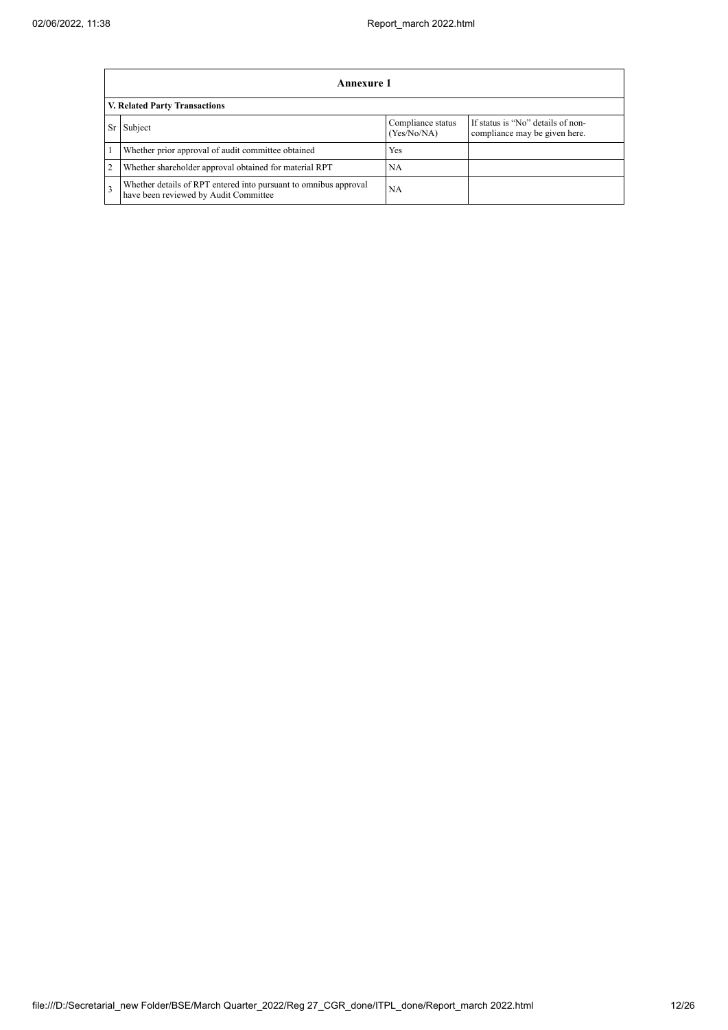| Annexure 1 | | | |
|---|---|---|---|
| **V. Related Party Transactions** | | | |
| Sr | Subject | Compliance status (Yes/No/NA) | If status is "No" details of non-compliance may be given here. |
| 1 | Whether prior approval of audit committee obtained | Yes | |
| 2 | Whether shareholder approval obtained for material RPT | NA | |
| 3 | Whether details of RPT entered into pursuant to omnibus approval have been reviewed by Audit Committee | NA | |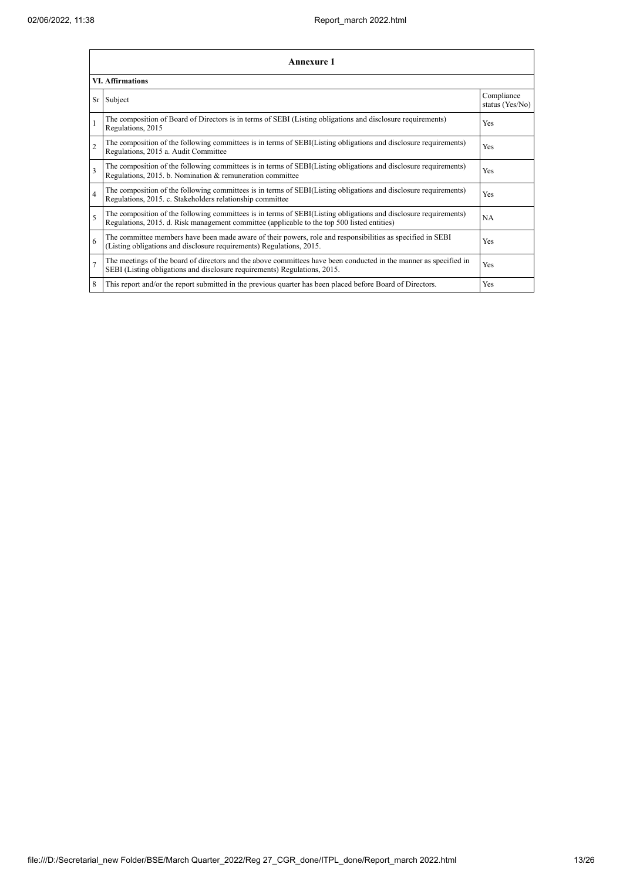| Annexure 1 | | |
|---|---|---|
| **VI. Affirmations** | | |
| Sr | Subject | Compliance status (Yes/No) |
| 1 | The composition of Board of Directors is in terms of SEBI (Listing obligations and disclosure requirements) Regulations, 2015 | Yes |
| 2 | The composition of the following committees is in terms of SEBI(Listing obligations and disclosure requirements) Regulations, 2015 a. Audit Committee | Yes |
| 3 | The composition of the following committees is in terms of SEBI(Listing obligations and disclosure requirements) Regulations, 2015. b. Nomination & remuneration committee | Yes |
| 4 | The composition of the following committees is in terms of SEBI(Listing obligations and disclosure requirements) Regulations, 2015. c. Stakeholders relationship committee | Yes |
| 5 | The composition of the following committees is in terms of SEBI(Listing obligations and disclosure requirements) Regulations, 2015. d. Risk management committee (applicable to the top 500 listed entities) | NA |
| 6 | The committee members have been made aware of their powers, role and responsibilities as specified in SEBI (Listing obligations and disclosure requirements) Regulations, 2015. | Yes |
| 7 | The meetings of the board of directors and the above committees have been conducted in the manner as specified in SEBI (Listing obligations and disclosure requirements) Regulations, 2015. | Yes |
| 8 | This report and/or the report submitted in the previous quarter has been placed before Board of Directors. | Yes |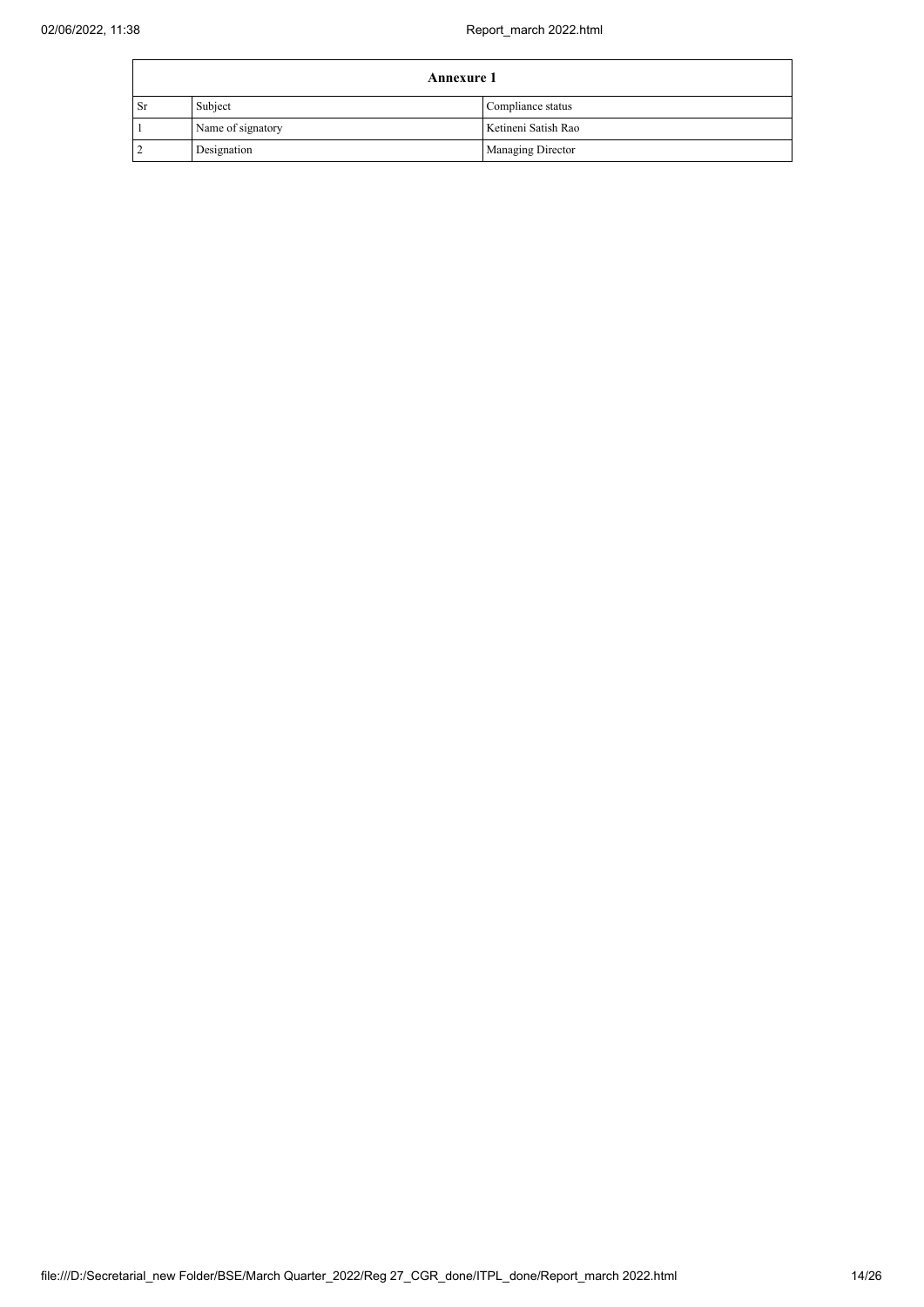| Annexure 1 | | |
|---|---|---|
| Sr | Subject | Compliance status |
| 1 | Name of signatory | Ketineni Satish Rao |
| 2 | Designation | Managing Director |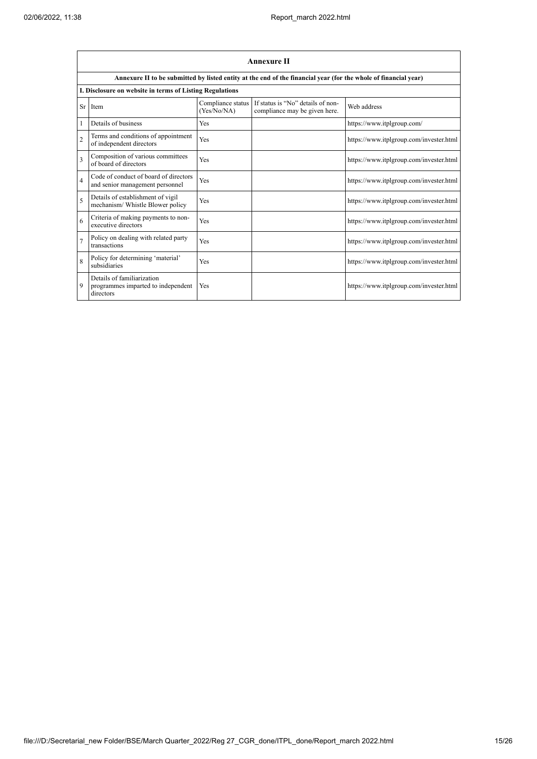## Annexure II

**Annexure II to be submitted by listed entity at the end of the financial year (for the whole of financial year)**

**I. Disclosure on website in terms of Listing Regulations**

| Sr | Item | Compliance status (Yes/No/NA) | If status is "No" details of non-compliance may be given here. | Web address |
|---|---|---|---|---|
| 1 | Details of business | Yes | | https://www.itplgroup.com/ |
| 2 | Terms and conditions of appointment of independent directors | Yes | | https://www.itplgroup.com/invester.html |
| 3 | Composition of various committees of board of directors | Yes | | https://www.itplgroup.com/invester.html |
| 4 | Code of conduct of board of directors and senior management personnel | Yes | | https://www.itplgroup.com/invester.html |
| 5 | Details of establishment of vigil mechanism/ Whistle Blower policy | Yes | | https://www.itplgroup.com/invester.html |
| 6 | Criteria of making payments to non-executive directors | Yes | | https://www.itplgroup.com/invester.html |
| 7 | Policy on dealing with related party transactions | Yes | | https://www.itplgroup.com/invester.html |
| 8 | Policy for determining 'material' subsidiaries | Yes | | https://www.itplgroup.com/invester.html |
| 9 | Details of familiarization programmes imparted to independent directors | Yes | | https://www.itplgroup.com/invester.html |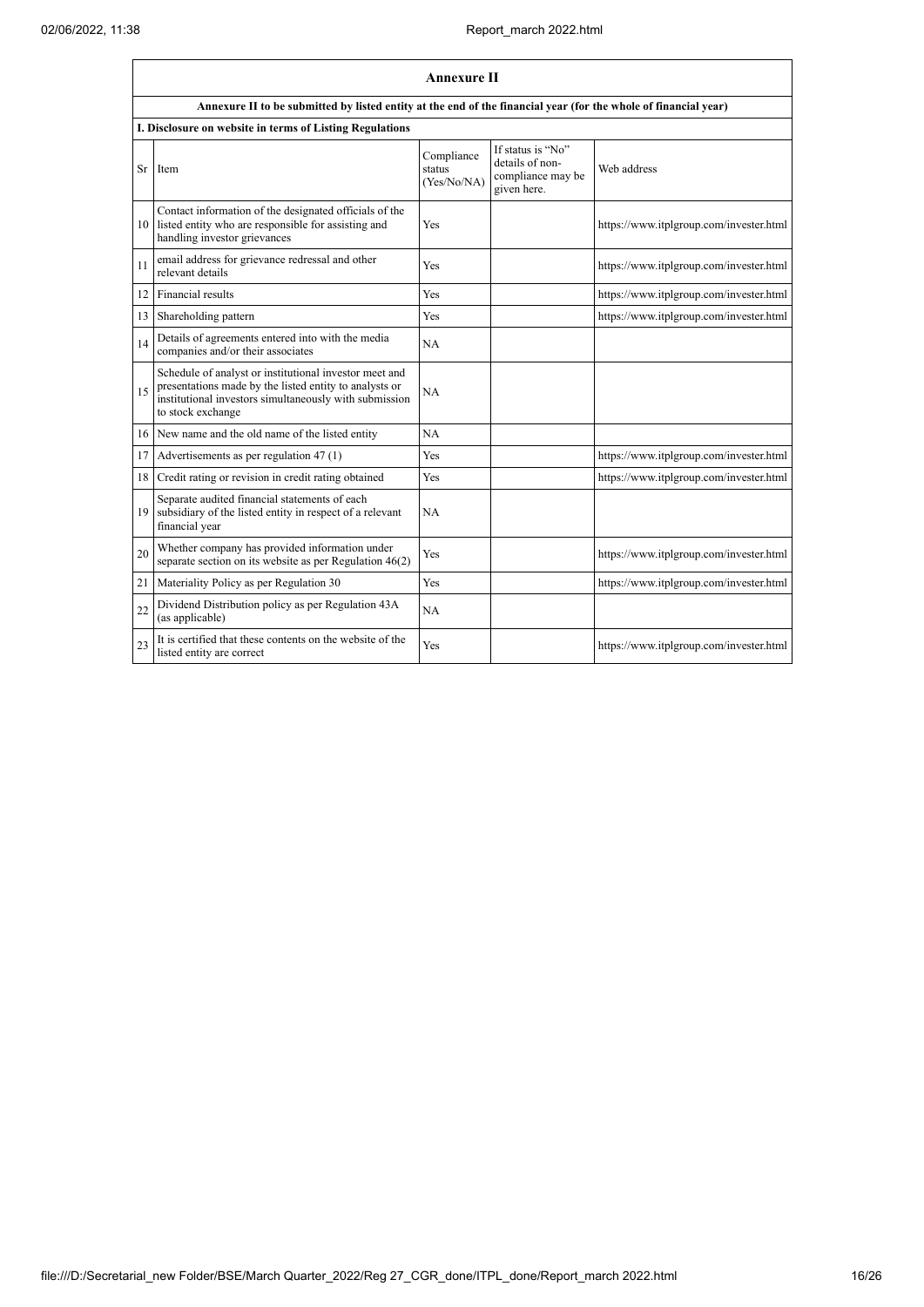## Annexure II

**Annexure II to be submitted by listed entity at the end of the financial year (for the whole of financial year)**

**I. Disclosure on website in terms of Listing Regulations**

| Sr | Item | Compliance status (Yes/No/NA) | If status is "No" details of non-compliance may be given here. | Web address |
|---|---|---|---|---|
| 10 | Contact information of the designated officials of the listed entity who are responsible for assisting and handling investor grievances | Yes | | https://www.itplgroup.com/invester.html |
| 11 | email address for grievance redressal and other relevant details | Yes | | https://www.itplgroup.com/invester.html |
| 12 | Financial results | Yes | | https://www.itplgroup.com/invester.html |
| 13 | Shareholding pattern | Yes | | https://www.itplgroup.com/invester.html |
| 14 | Details of agreements entered into with the media companies and/or their associates | NA | | |
| 15 | Schedule of analyst or institutional investor meet and presentations made by the listed entity to analysts or institutional investors simultaneously with submission to stock exchange | NA | | |
| 16 | New name and the old name of the listed entity | NA | | |
| 17 | Advertisements as per regulation 47 (1) | Yes | | https://www.itplgroup.com/invester.html |
| 18 | Credit rating or revision in credit rating obtained | Yes | | https://www.itplgroup.com/invester.html |
| 19 | Separate audited financial statements of each subsidiary of the listed entity in respect of a relevant financial year | NA | | |
| 20 | Whether company has provided information under separate section on its website as per Regulation 46(2) | Yes | | https://www.itplgroup.com/invester.html |
| 21 | Materiality Policy as per Regulation 30 | Yes | | https://www.itplgroup.com/invester.html |
| 22 | Dividend Distribution policy as per Regulation 43A (as applicable) | NA | | |
| 23 | It is certified that these contents on the website of the listed entity are correct | Yes | | https://www.itplgroup.com/invester.html |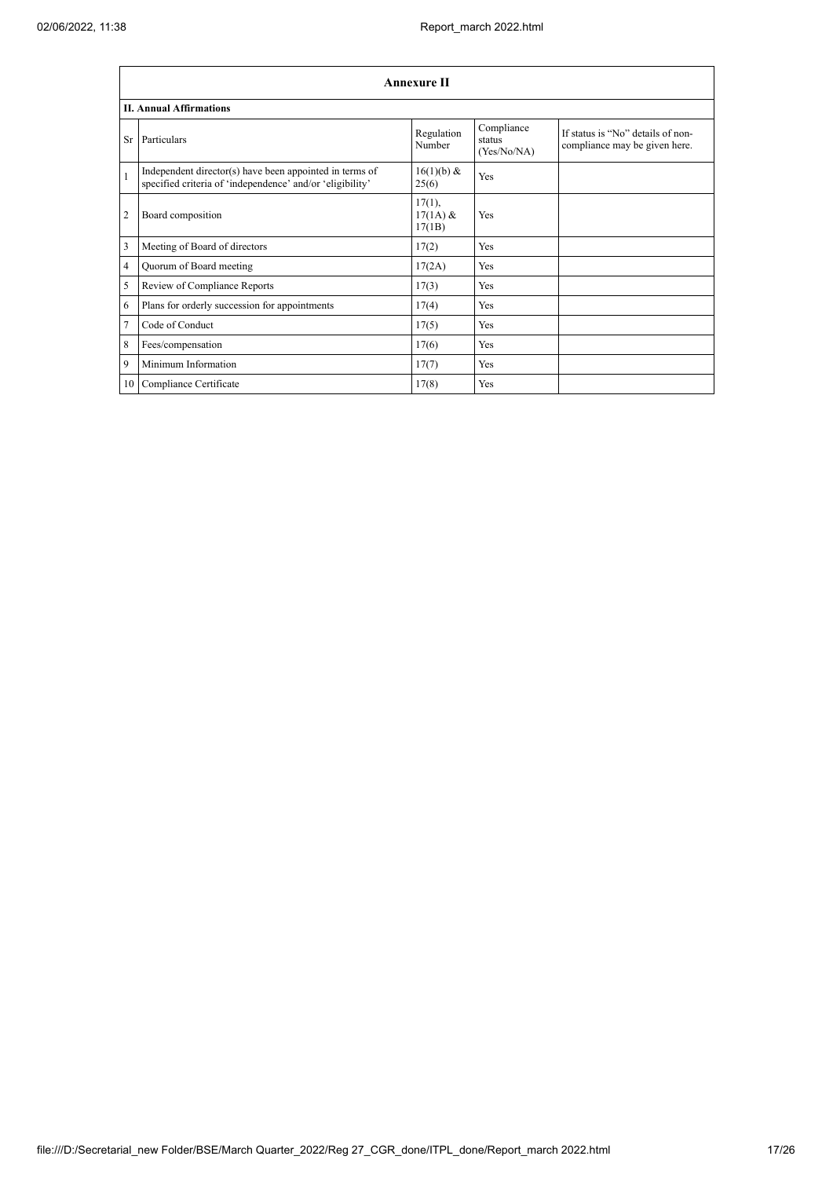| Annexure II | | | | |
|---|---|---|---|---|
| **II. Annual Affirmations** | | | | |
| Sr | Particulars | Regulation Number | Compliance status (Yes/No/NA) | If status is "No" details of non-compliance may be given here. |
| 1 | Independent director(s) have been appointed in terms of specified criteria of 'independence' and/or 'eligibility' | 16(1)(b) & 25(6) | Yes | |
| 2 | Board composition | 17(1), 17(1A) & 17(1B) | Yes | |
| 3 | Meeting of Board of directors | 17(2) | Yes | |
| 4 | Quorum of Board meeting | 17(2A) | Yes | |
| 5 | Review of Compliance Reports | 17(3) | Yes | |
| 6 | Plans for orderly succession for appointments | 17(4) | Yes | |
| 7 | Code of Conduct | 17(5) | Yes | |
| 8 | Fees/compensation | 17(6) | Yes | |
| 9 | Minimum Information | 17(7) | Yes | |
| 10 | Compliance Certificate | 17(8) | Yes | |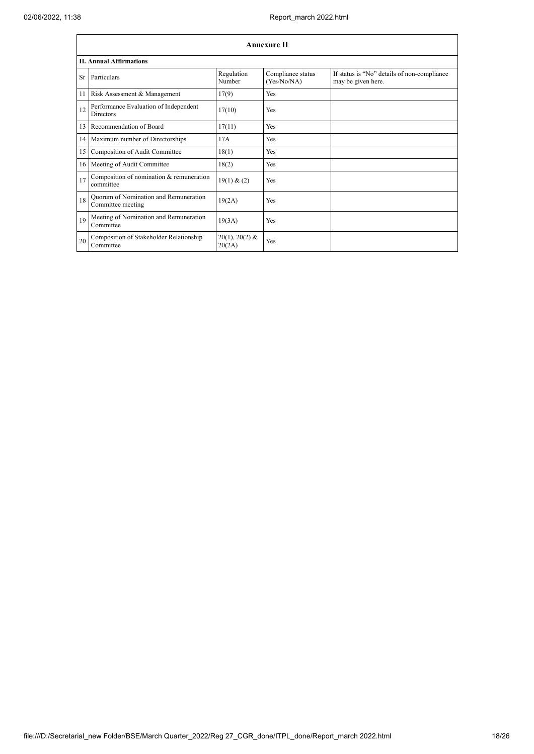| Annexure II | | | | |
|---|---|---|---|---|
| **II. Annual Affirmations** | | | | |
| Sr | Particulars | Regulation Number | Compliance status (Yes/No/NA) | If status is "No" details of non-compliance may be given here. |
| 11 | Risk Assessment & Management | 17(9) | Yes | |
| 12 | Performance Evaluation of Independent Directors | 17(10) | Yes | |
| 13 | Recommendation of Board | 17(11) | Yes | |
| 14 | Maximum number of Directorships | 17A | Yes | |
| 15 | Composition of Audit Committee | 18(1) | Yes | |
| 16 | Meeting of Audit Committee | 18(2) | Yes | |
| 17 | Composition of nomination & remuneration committee | 19(1) & (2) | Yes | |
| 18 | Quorum of Nomination and Remuneration Committee meeting | 19(2A) | Yes | |
| 19 | Meeting of Nomination and Remuneration Committee | 19(3A) | Yes | |
| 20 | Composition of Stakeholder Relationship Committee | 20(1), 20(2) & 20(2A) | Yes | |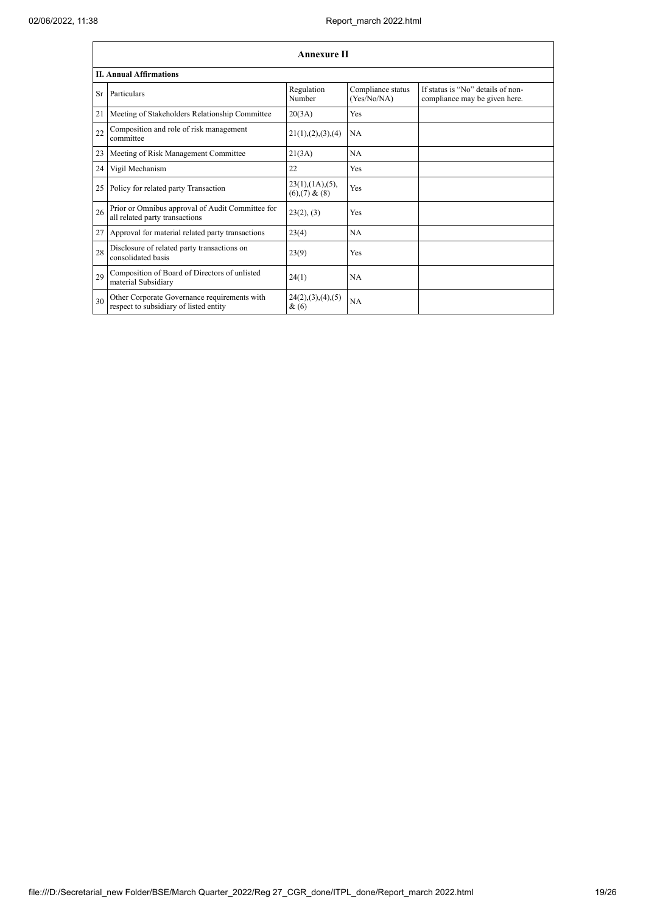| Annexure II | | | | |
|---|---|---|---|---|
| **II. Annual Affirmations** | | | | |
| Sr | Particulars | Regulation Number | Compliance status (Yes/No/NA) | If status is "No" details of non-compliance may be given here. |
| 21 | Meeting of Stakeholders Relationship Committee | 20(3A) | Yes | |
| 22 | Composition and role of risk management committee | 21(1),(2),(3),(4) | NA | |
| 23 | Meeting of Risk Management Committee | 21(3A) | NA | |
| 24 | Vigil Mechanism | 22 | Yes | |
| 25 | Policy for related party Transaction | 23(1),(1A),(5),(6),(7) & (8) | Yes | |
| 26 | Prior or Omnibus approval of Audit Committee for all related party transactions | 23(2), (3) | Yes | |
| 27 | Approval for material related party transactions | 23(4) | NA | |
| 28 | Disclosure of related party transactions on consolidated basis | 23(9) | Yes | |
| 29 | Composition of Board of Directors of unlisted material Subsidiary | 24(1) | NA | |
| 30 | Other Corporate Governance requirements with respect to subsidiary of listed entity | 24(2),(3),(4),(5) & (6) | NA | |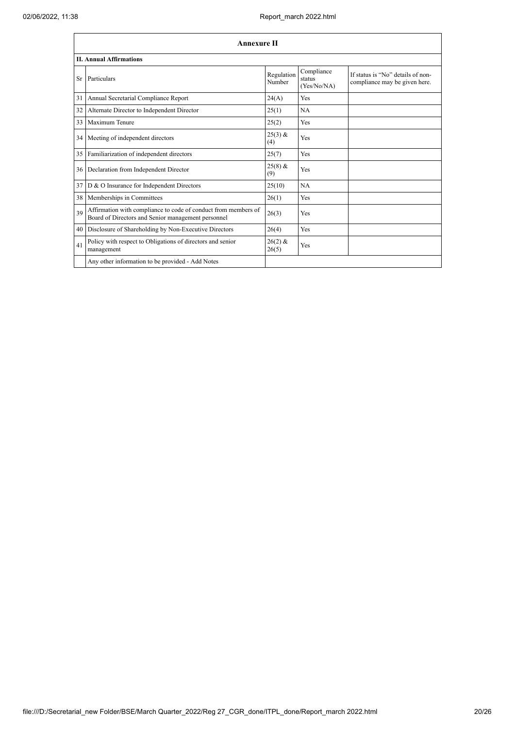## Annexure II

### II. Annual Affirmations

| Sr | Particulars | Regulation Number | Compliance status (Yes/No/NA) | If status is "No" details of non-compliance may be given here. |
|---|---|---|---|---|
| 31 | Annual Secretarial Compliance Report | 24(A) | Yes | |
| 32 | Alternate Director to Independent Director | 25(1) | NA | |
| 33 | Maximum Tenure | 25(2) | Yes | |
| 34 | Meeting of independent directors | 25(3) & (4) | Yes | |
| 35 | Familiarization of independent directors | 25(7) | Yes | |
| 36 | Declaration from Independent Director | 25(8) & (9) | Yes | |
| 37 | D & O Insurance for Independent Directors | 25(10) | NA | |
| 38 | Memberships in Committees | 26(1) | Yes | |
| 39 | Affirmation with compliance to code of conduct from members of Board of Directors and Senior management personnel | 26(3) | Yes | |
| 40 | Disclosure of Shareholding by Non-Executive Directors | 26(4) | Yes | |
| 41 | Policy with respect to Obligations of directors and senior management | 26(2) & 26(5) | Yes | |
| | Any other information to be provided - Add Notes | | | |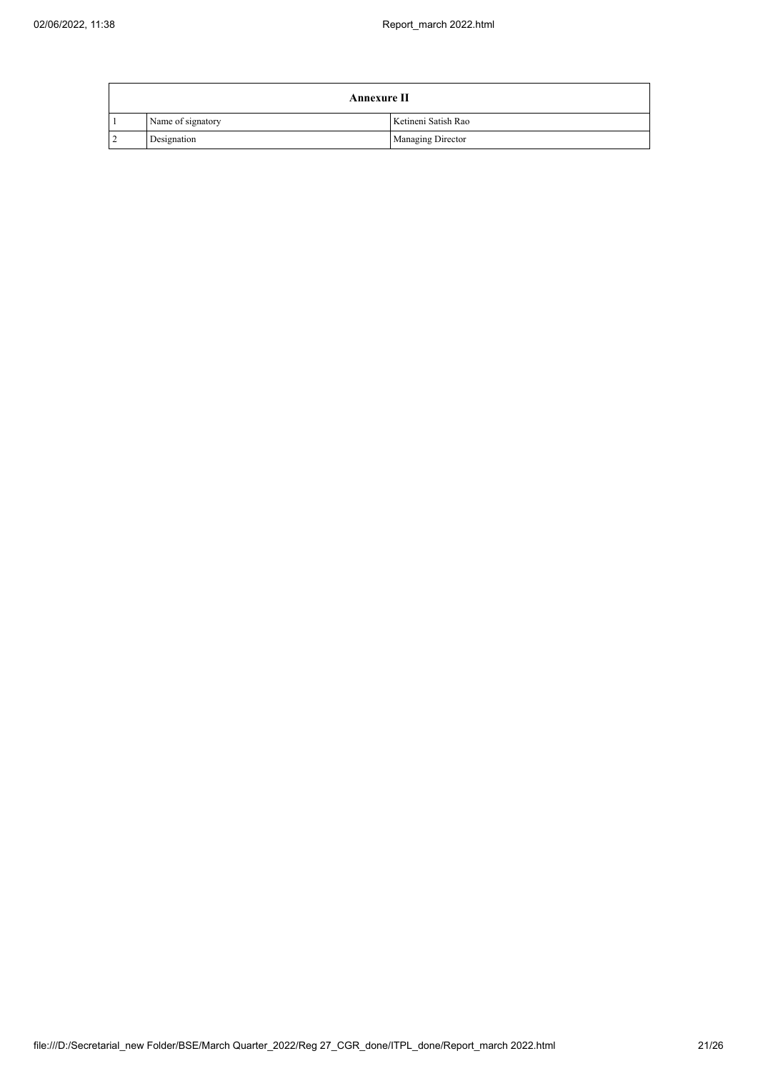| Annexure II | | |
|---|---|---|
| 1 | Name of signatory | Ketineni Satish Rao |
| 2 | Designation | Managing Director |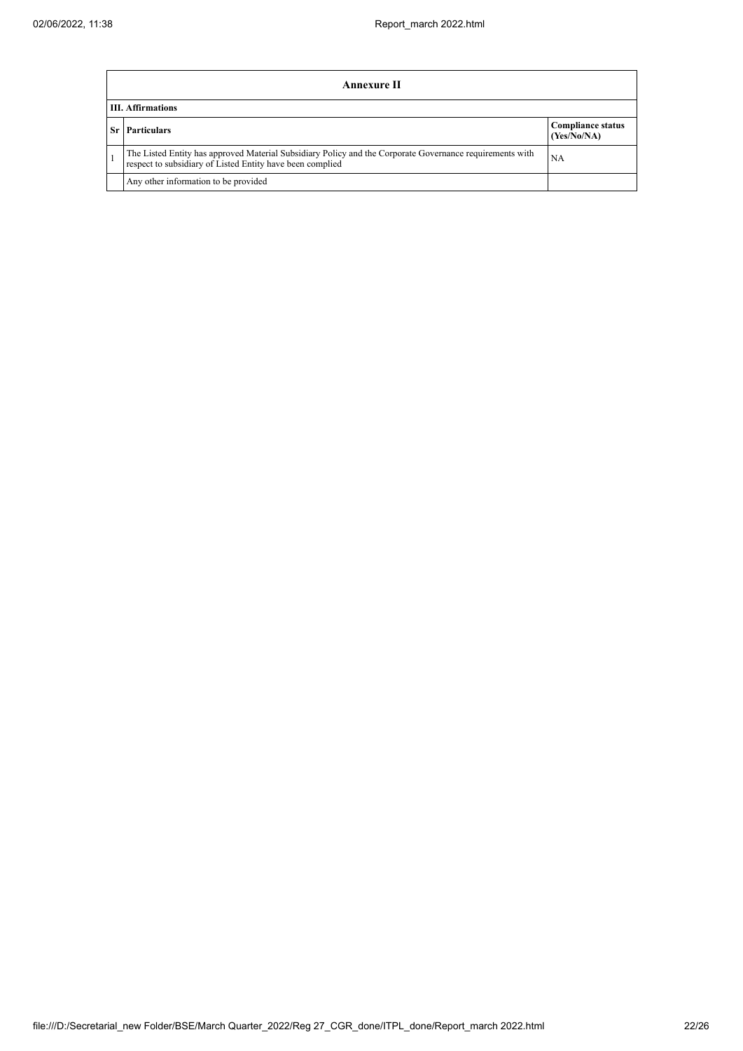## Annexure II

### III. Affirmations

| Sr | Particulars | Compliance status (Yes/No/NA) |
| --- | --- | --- |
| 1 | The Listed Entity has approved Material Subsidiary Policy and the Corporate Governance requirements with respect to subsidiary of Listed Entity have been complied | NA |
| | Any other information to be provided | |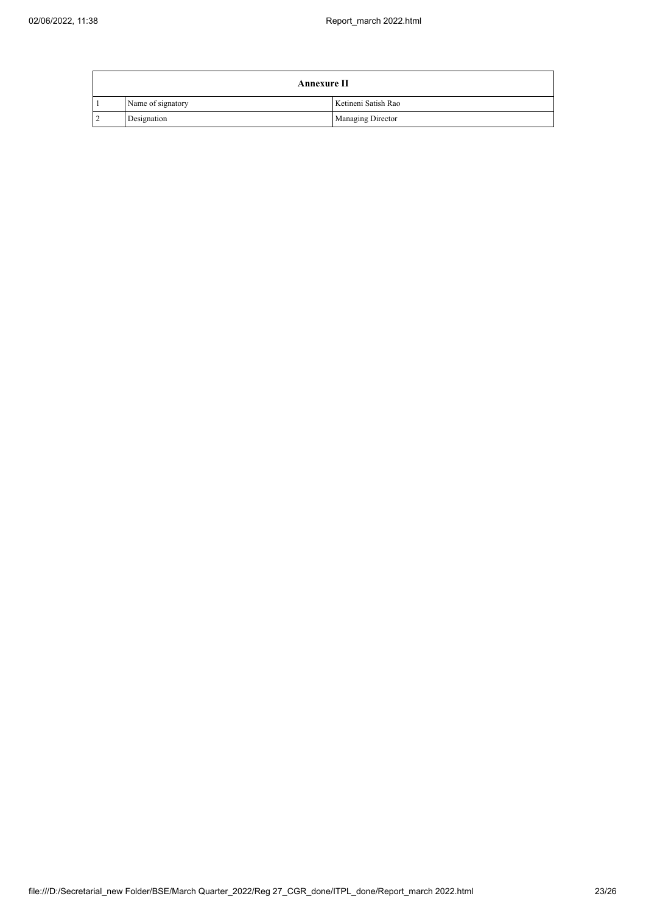| Annexure II | | |
| --- | --- | --- |
| 1 | Name of signatory | Ketineni Satish Rao |
| 2 | Designation | Managing Director |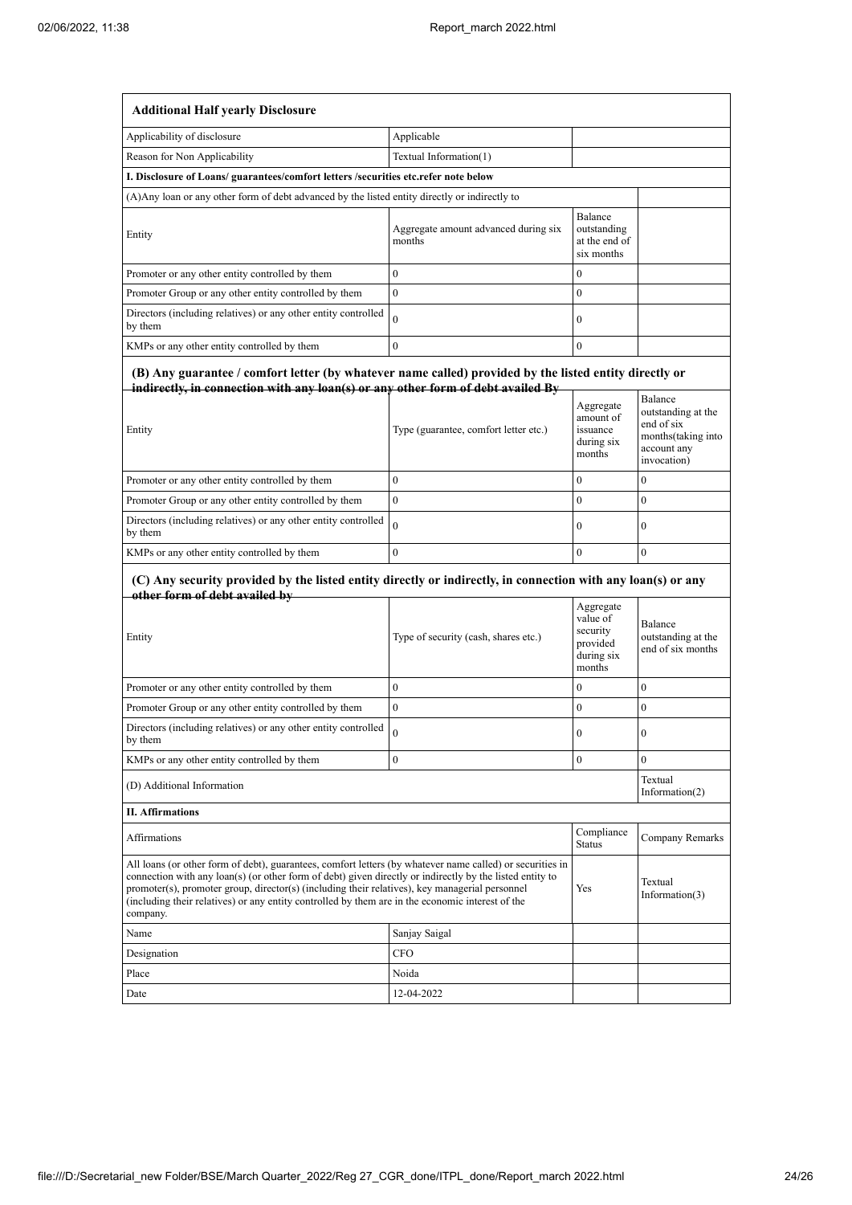| **Additional Half yearly Disclosure** | | | |
|---|---|---|---|
| Applicability of disclosure | Applicable | | |
| Reason for Non Applicability | Textual Information(1) | | |
| **I. Disclosure of Loans/ guarantees/comfort letters /securities etc.refer note below** | | | |
| (A)Any loan or any other form of debt advanced by the listed entity directly or indirectly to | | | |
| Entity | Aggregate amount advanced during six months | Balance outstanding at the end of six months | |
| Promoter or any other entity controlled by them | 0 | 0 | |
| Promoter Group or any other entity controlled by them | 0 | 0 | |
| Directors (including relatives) or any other entity controlled by them | 0 | 0 | |
| KMPs or any other entity controlled by them | 0 | 0 | |

**(B) Any guarantee / comfort letter (by whatever name called) provided by the listed entity directly or indirectly, in connection with any loan(s) or any other form of debt availed By**

| Entity | Type (guarantee, comfort letter etc.) | Aggregate amount of issuance during six months | Balance outstanding at the end of six months(taking into account any invocation) |
|---|---|---|---|
| Promoter or any other entity controlled by them | 0 | 0 | 0 |
| Promoter Group or any other entity controlled by them | 0 | 0 | 0 |
| Directors (including relatives) or any other entity controlled by them | 0 | 0 | 0 |
| KMPs or any other entity controlled by them | 0 | 0 | 0 |

**(C) Any security provided by the listed entity directly or indirectly, in connection with any loan(s) or any other form of debt availed by**

| Entity | Type of security (cash, shares etc.) | Aggregate value of security provided during six months | Balance outstanding at the end of six months |
|---|---|---|---|
| Promoter or any other entity controlled by them | 0 | 0 | 0 |
| Promoter Group or any other entity controlled by them | 0 | 0 | 0 |
| Directors (including relatives) or any other entity controlled by them | 0 | 0 | 0 |
| KMPs or any other entity controlled by them | 0 | 0 | 0 |
| (D) Additional Information | | | Textual Information(2) |
| **II. Affirmations** | | | |
| Affirmations | | Compliance Status | Company Remarks |
| All loans (or other form of debt), guarantees, comfort letters (by whatever name called) or securities in connection with any loan(s) (or other form of debt) given directly or indirectly by the listed entity to promoter(s), promoter group, director(s) (including their relatives), key managerial personnel (including their relatives) or any entity controlled by them are in the economic interest of the company. | | Yes | Textual Information(3) |
| Name | Sanjay Saigal | | |
| Designation | CFO | | |
| Place | Noida | | |
| Date | 12-04-2022 | | |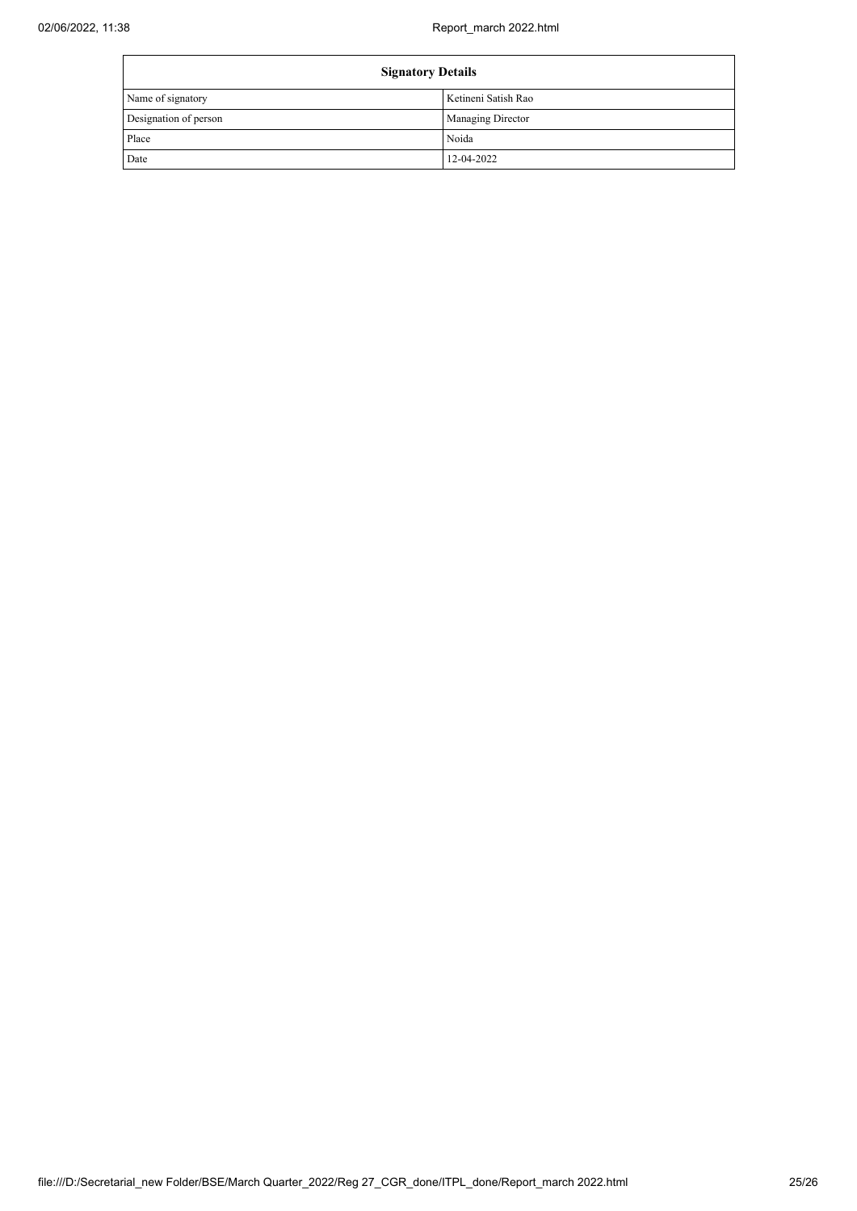| Signatory Details | |
|---|---|
| Name of signatory | Ketineni Satish Rao |
| Designation of person | Managing Director |
| Place | Noida |
| Date | 12-04-2022 |